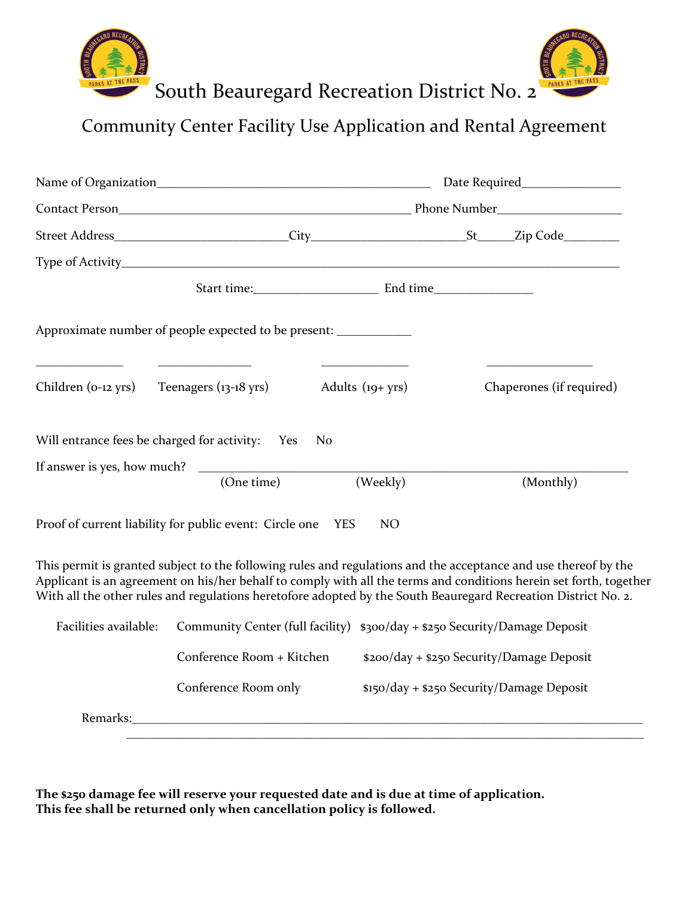# South Beauregard Recreation District No. 2

## Community Center Facility Use Application and Rental Agreement

Name of Organization_____________________________________________ Date Required_______________

Contact Person_______________________________________________ Phone Number___________________

Street Address___________________________City______________________St_____Zip Code_________

Type of Activity_________________________________________________________________________

Start time:___________________ End time_______________

Approximate number of people expected to be present: ___________

| _____________ | _______________ | _____________ | ________________ |
|---|---|---|---|
| Children (0-12 yrs) | Teenagers (13-18 yrs) | Adults (19+ yrs) | Chaperones (if required) |

Will entrance fees be charged for activity: Yes No

If answer is yes, how much? _________________________________________________________________
(One time) (Weekly) (Monthly)

Proof of current liability for public event: Circle one YES NO

This permit is granted subject to the following rules and regulations and the acceptance and use thereof by the Applicant is an agreement on his/her behalf to comply with all the terms and conditions herein set forth, together With all the other rules and regulations heretofore adopted by the South Beauregard Recreation District No. 2.

| Facilities available: | Community Center (full facility) | $300/day + $250 Security/Damage Deposit |
|---|---|---|
| | Conference Room + Kitchen | $200/day + $250 Security/Damage Deposit |
| | Conference Room only | $150/day + $250 Security/Damage Deposit |

Remarks:_________________________________________________________________________________
_________________________________________________________________________________

**The $250 damage fee will reserve your requested date and is due at time of application.**
**This fee shall be returned only when cancellation policy is followed.**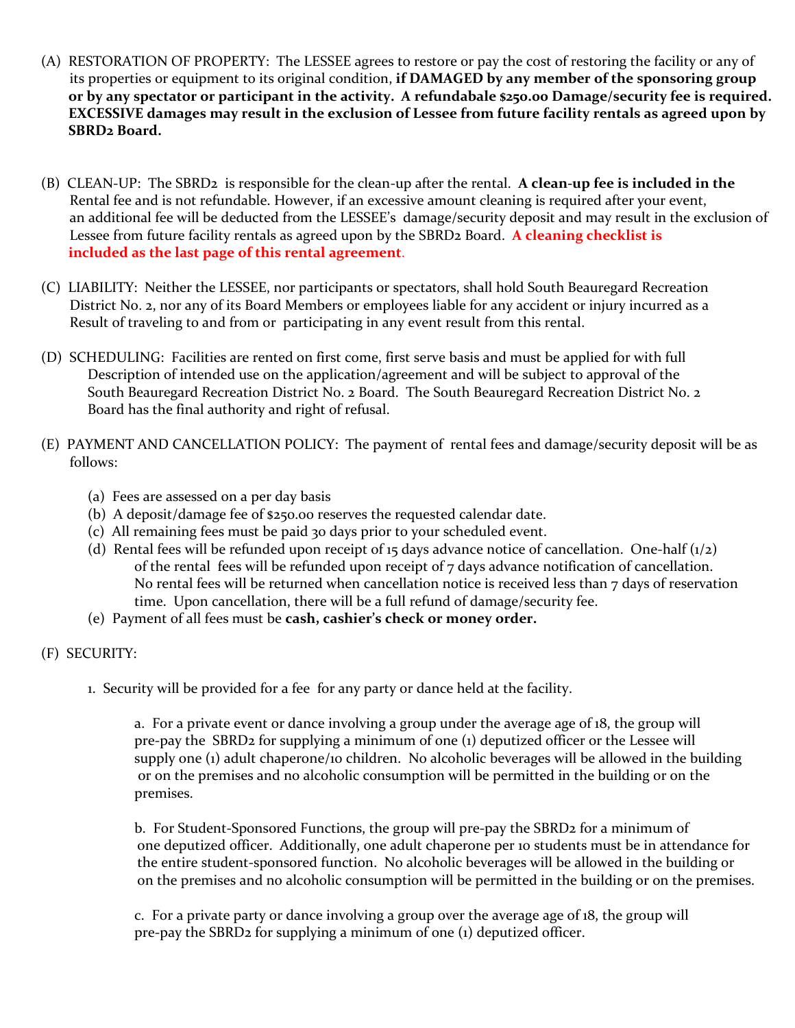(A) RESTORATION OF PROPERTY: The LESSEE agrees to restore or pay the cost of restoring the facility or any of its properties or equipment to its original condition, **if DAMAGED by any member of the sponsoring group or by any spectator or participant in the activity. A refundabale $250.00 Damage/security fee is required. EXCESSIVE damages may result in the exclusion of Lessee from future facility rentals as agreed upon by SBRD2 Board.**

(B) CLEAN-UP: The SBRD2 is responsible for the clean-up after the rental. **A clean-up fee is included in the** Rental fee and is not refundable. However, if an excessive amount cleaning is required after your event, an additional fee will be deducted from the LESSEE's damage/security deposit and may result in the exclusion of Lessee from future facility rentals as agreed upon by the SBRD2 Board. **A cleaning checklist is included as the last page of this rental agreement**.

(C) LIABILITY: Neither the LESSEE, nor participants or spectators, shall hold South Beauregard Recreation District No. 2, nor any of its Board Members or employees liable for any accident or injury incurred as a Result of traveling to and from or participating in any event result from this rental.

(D) SCHEDULING: Facilities are rented on first come, first serve basis and must be applied for with full Description of intended use on the application/agreement and will be subject to approval of the South Beauregard Recreation District No. 2 Board. The South Beauregard Recreation District No. 2 Board has the final authority and right of refusal.

(E) PAYMENT AND CANCELLATION POLICY: The payment of rental fees and damage/security deposit will be as follows:

- (a) Fees are assessed on a per day basis
- (b) A deposit/damage fee of $250.00 reserves the requested calendar date.
- (c) All remaining fees must be paid 30 days prior to your scheduled event.
- (d) Rental fees will be refunded upon receipt of 15 days advance notice of cancellation. One-half (1/2) of the rental fees will be refunded upon receipt of 7 days advance notification of cancellation. No rental fees will be returned when cancellation notice is received less than 7 days of reservation time. Upon cancellation, there will be a full refund of damage/security fee.
- (e) Payment of all fees must be **cash, cashier's check or money order.**

(F) SECURITY:

1. Security will be provided for a fee for any party or dance held at the facility.

    a. For a private event or dance involving a group under the average age of 18, the group will pre-pay the SBRD2 for supplying a minimum of one (1) deputized officer or the Lessee will supply one (1) adult chaperone/10 children. No alcoholic beverages will be allowed in the building or on the premises and no alcoholic consumption will be permitted in the building or on the premises.

    b. For Student-Sponsored Functions, the group will pre-pay the SBRD2 for a minimum of one deputized officer. Additionally, one adult chaperone per 10 students must be in attendance for the entire student-sponsored function. No alcoholic beverages will be allowed in the building or on the premises and no alcoholic consumption will be permitted in the building or on the premises.

    c. For a private party or dance involving a group over the average age of 18, the group will pre-pay the SBRD2 for supplying a minimum of one (1) deputized officer.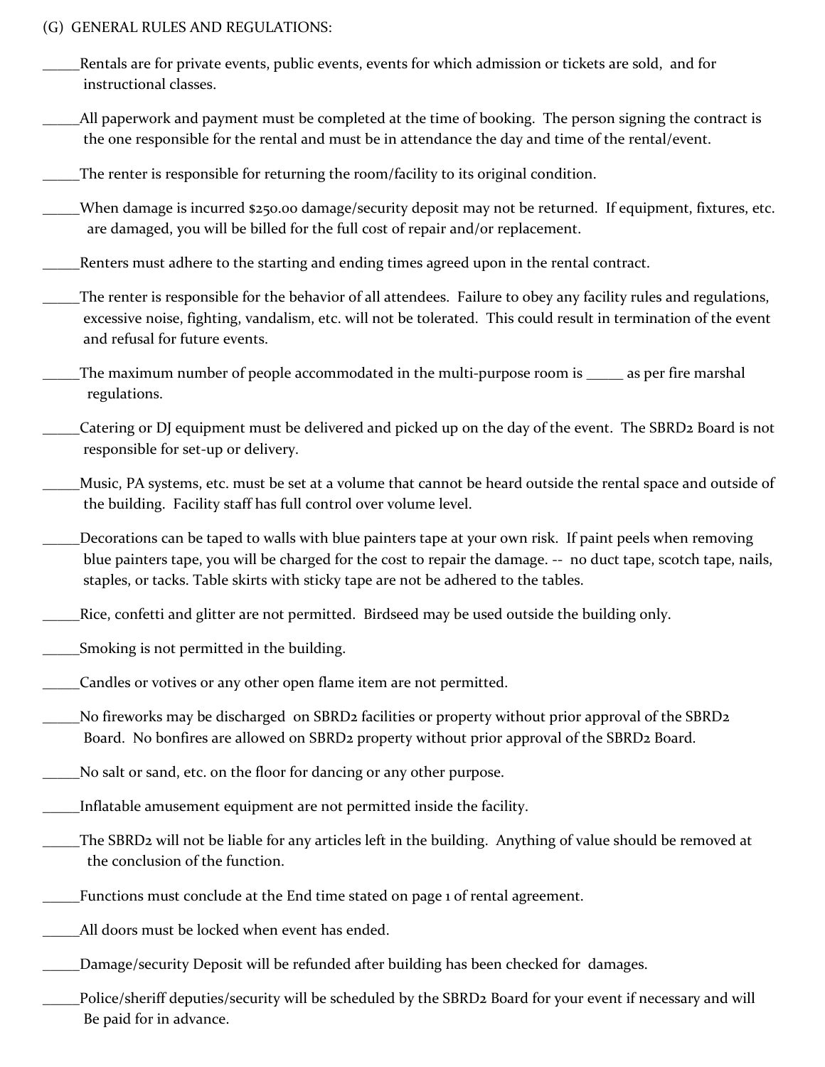(G) GENERAL RULES AND REGULATIONS:

_____Rentals are for private events, public events, events for which admission or tickets are sold, and for instructional classes.

_____All paperwork and payment must be completed at the time of booking. The person signing the contract is the one responsible for the rental and must be in attendance the day and time of the rental/event.

_____The renter is responsible for returning the room/facility to its original condition.

_____When damage is incurred $250.00 damage/security deposit may not be returned. If equipment, fixtures, etc. are damaged, you will be billed for the full cost of repair and/or replacement.

_____Renters must adhere to the starting and ending times agreed upon in the rental contract.

_____The renter is responsible for the behavior of all attendees. Failure to obey any facility rules and regulations, excessive noise, fighting, vandalism, etc. will not be tolerated. This could result in termination of the event and refusal for future events.

_____The maximum number of people accommodated in the multi-purpose room is _____ as per fire marshal regulations.

_____Catering or DJ equipment must be delivered and picked up on the day of the event. The SBRD2 Board is not responsible for set-up or delivery.

_____Music, PA systems, etc. must be set at a volume that cannot be heard outside the rental space and outside of the building. Facility staff has full control over volume level.

_____Decorations can be taped to walls with blue painters tape at your own risk. If paint peels when removing blue painters tape, you will be charged for the cost to repair the damage. -- no duct tape, scotch tape, nails, staples, or tacks. Table skirts with sticky tape are not be adhered to the tables.

_____Rice, confetti and glitter are not permitted. Birdseed may be used outside the building only.

_____Smoking is not permitted in the building.

_____Candles or votives or any other open flame item are not permitted.

_____No fireworks may be discharged on SBRD2 facilities or property without prior approval of the SBRD2 Board. No bonfires are allowed on SBRD2 property without prior approval of the SBRD2 Board.

_____No salt or sand, etc. on the floor for dancing or any other purpose.

_____Inflatable amusement equipment are not permitted inside the facility.

_____The SBRD2 will not be liable for any articles left in the building. Anything of value should be removed at the conclusion of the function.

_____Functions must conclude at the End time stated on page 1 of rental agreement.

_____All doors must be locked when event has ended.

_____Damage/security Deposit will be refunded after building has been checked for damages.

_____Police/sheriff deputies/security will be scheduled by the SBRD2 Board for your event if necessary and will Be paid for in advance.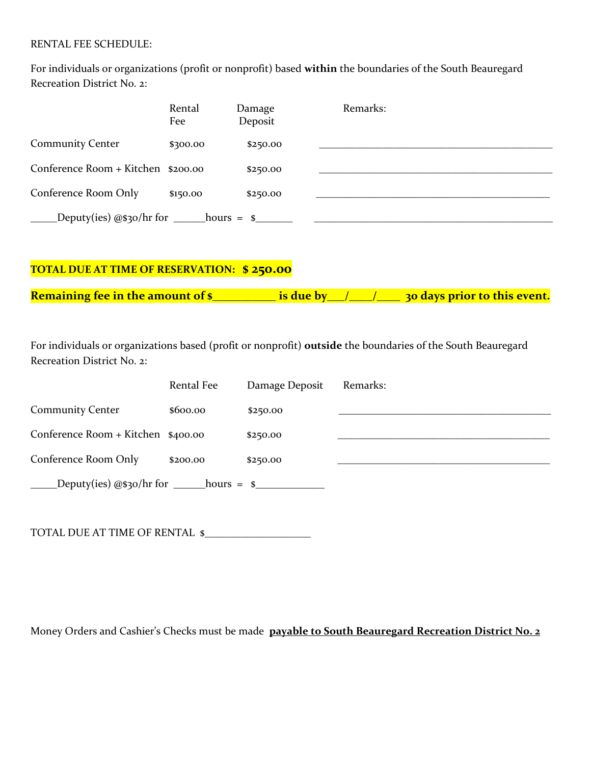RENTAL FEE SCHEDULE:

For individuals or organizations (profit or nonprofit) based **within** the boundaries of the South Beauregard Recreation District No. 2:

| | Rental Fee | Damage Deposit | Remarks: |
|---|---|---|---|
| Community Center | $300.00 | $250.00 | ___________________________________________ |
| Conference Room + Kitchen | $200.00 | $250.00 | ___________________________________________ |
| Conference Room Only | $150.00 | $250.00 | ___________________________________________ |
| _____Deputy(ies) @$30/hr for ______hours = $_______ | | | ___________________________________________ |

**TOTAL DUE AT TIME OF RESERVATION: $ 250.00**

**Remaining fee in the amount of $__________ is due by___/____/____ 30 days prior to this event.**

For individuals or organizations based (profit or nonprofit) **outside** the boundaries of the South Beauregard Recreation District No. 2:

| | Rental Fee | Damage Deposit | Remarks: |
|---|---|---|---|
| Community Center | $600.00 | $250.00 | _______________________________________ |
| Conference Room + Kitchen | $400.00 | $250.00 | _______________________________________ |
| Conference Room Only | $200.00 | $250.00 | _______________________________________ |
| _____Deputy(ies) @$30/hr for ______hours = $_____________ | | | |

TOTAL DUE AT TIME OF RENTAL $____________________

Money Orders and Cashier's Checks must be made **payable to South Beauregard Recreation District No. 2**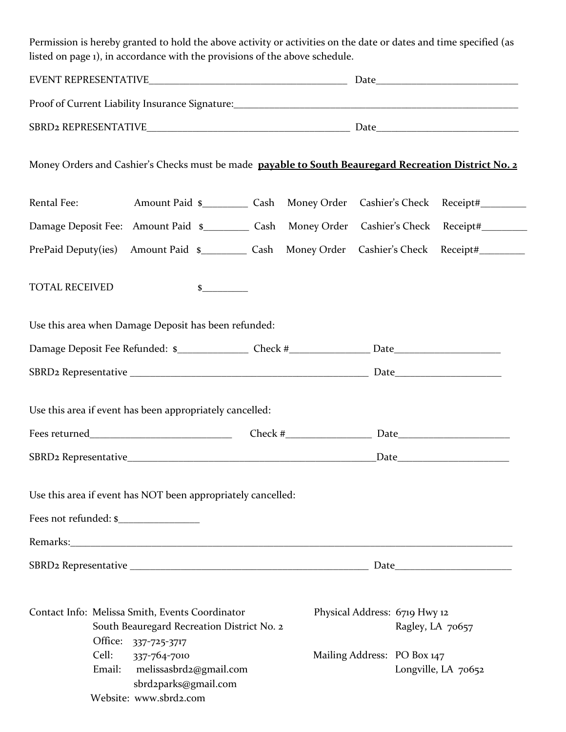Permission is hereby granted to hold the above activity or activities on the date or dates and time specified (as listed on page 1), in accordance with the provisions of the above schedule.

EVENT REPRESENTATIVE_______________________________________ Date___________________________

Proof of Current Liability Insurance Signature:__________________________________________________________

SBRD2 REPRESENTATIVE_______________________________________ Date___________________________

Money Orders and Cashier's Checks must be made **payable to South Beauregard Recreation District No. 2**

Rental Fee: Amount Paid $_________ Cash Money Order Cashier's Check Receipt#_________

Damage Deposit Fee: Amount Paid $_________ Cash Money Order Cashier's Check Receipt#_________

PrePaid Deputy(ies) Amount Paid $_________ Cash Money Order Cashier's Check Receipt#_________

TOTAL RECEIVED $_________

Use this area when Damage Deposit has been refunded:

Damage Deposit Fee Refunded: $_____________ Check #_______________ Date____________________

SBRD2 Representative _______________________________________________ Date____________________

Use this area if event has been appropriately cancelled:

Fees returned___________________________ Check #________________ Date_____________________

SBRD2 Representative_________________________________________________Date_____________________

Use this area if event has NOT been appropriately cancelled:

Fees not refunded: $_______________

Remarks:___________________________________________________________________________________________

SBRD2 Representative _______________________________________________ Date______________________

Contact Info: Melissa Smith, Events Coordinator
South Beauregard Recreation District No. 2
Office: 337-725-3717
Cell: 337-764-7010
Email: melissasbrd2@gmail.com
sbrd2parks@gmail.com
Website: www.sbrd2.com

Physical Address: 6719 Hwy 12
Ragley, LA 70657

Mailing Address: PO Box 147
Longville, LA 70652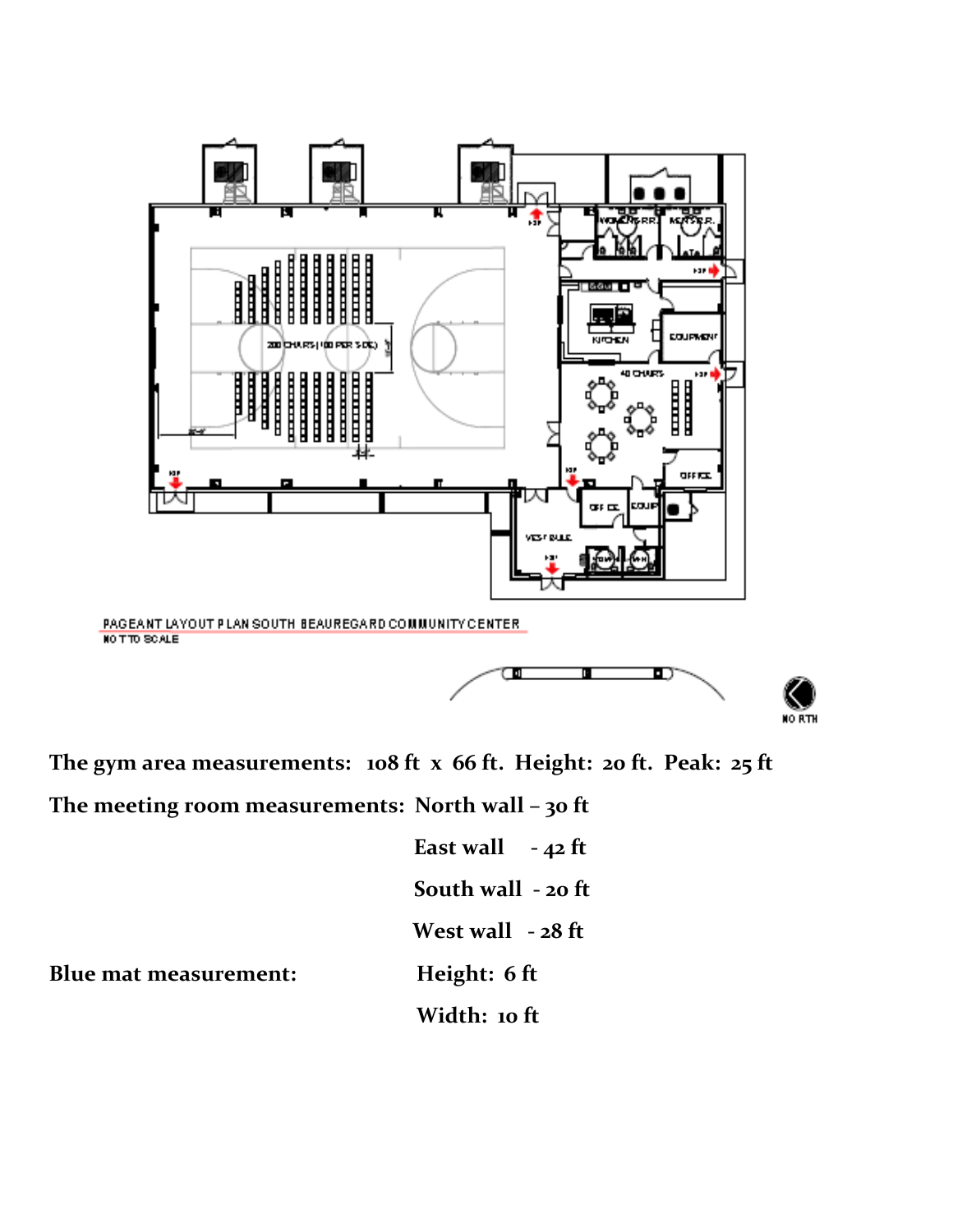PAGEANT LAYOUT PLAN SOUTH BEAUREGARD COMMUNITY CENTER

NOT TO SCALE

**The gym area measurements: 108 ft x 66 ft. Height: 20 ft. Peak: 25 ft**

**The meeting room measurements: North wall – 30 ft**

**East wall - 42 ft**

**South wall - 20 ft**

**West wall - 28 ft**

**Blue mat measurement: Height: 6 ft**

**Width: 10 ft**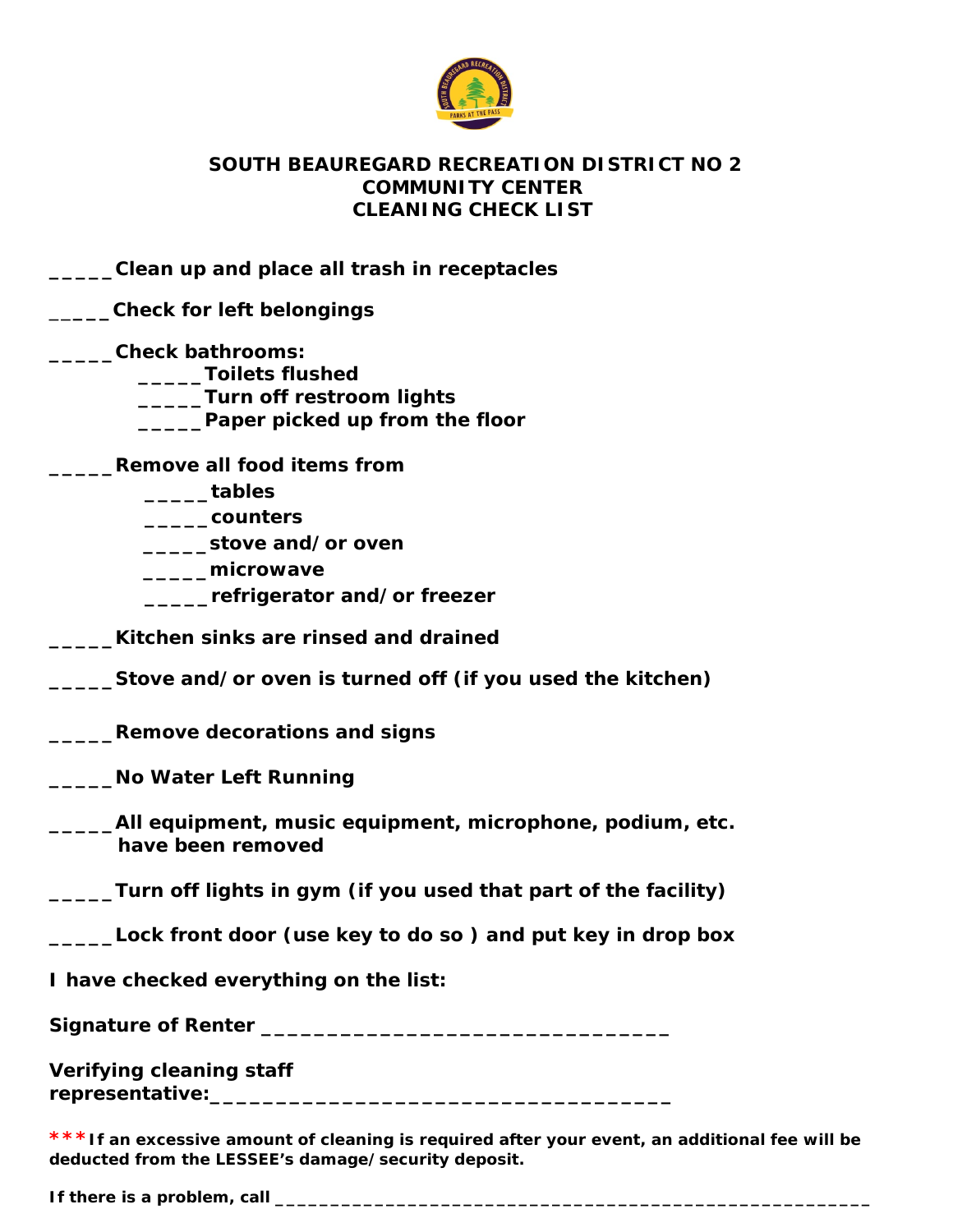# SOUTH BEAUREGARD RECREATION DISTRICT NO 2
# COMMUNITY CENTER
# CLEANING CHECK LIST

**_____Clean up and place all trash in receptacles**

**_____Check for left belongings**

**_____Check bathrooms:**
- **_____Toilets flushed**
- **_____Turn off restroom lights**
- **_____Paper picked up from the floor**

**_____Remove all food items from**
- **_____tables**
- **_____counters**
- **_____stove and/or oven**
- **_____microwave**
- **_____refrigerator and/or freezer**

**_____Kitchen sinks are rinsed and drained**

**_____Stove and/or oven is turned off (if you used the kitchen)**

**_____Remove decorations and signs**

**_____No Water Left Running**

**_____All equipment, music equipment, microphone, podium, etc. have been removed**

**_____Turn off lights in gym (if you used that part of the facility)**

**_____Lock front door (use key to do so ) and put key in drop box**

**I have checked everything on the list:**

**Signature of Renter _________________________________**

**Verifying cleaning staff representative:_____________________________________**

***** If an excessive amount of cleaning is required after your event, an additional fee will be deducted from the LESSEE's damage/security deposit.**

**If there is a problem, call _______________________________________________________**